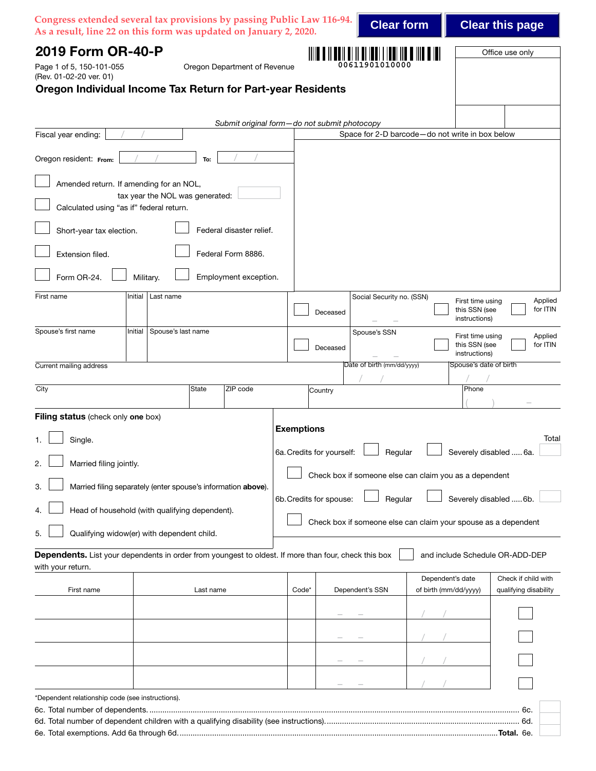Congress extended several tax provisions by passing Public Law 116-94. As a result, line 22 on this form was updated on January 2, 2020.

Clear form | Clear this page

# 2019 Form OR-40-P

Page 1 of 5, 150-101-055
(Rev. 01-02-20 ver. 01)

Oregon Department of Revenue

00611901010000

Office use only

## Oregon Individual Income Tax Return for Part-year Residents

*Submit original form—do not submit photocopy*

Fiscal year ending: / /

Space for 2-D barcode—do not write in box below

Oregon resident: From: / / To: / /

- ☐ Amended return. If amending for an NOL, tax year the NOL was generated:
- ☐ Calculated using "as if" federal return.
- ☐ Short-year tax election.
- ☐ Federal disaster relief.
- ☐ Extension filed.
- ☐ Federal Form 8886.
- ☐ Form OR-24.
- ☐ Military.
- ☐ Employment exception.

| First name | Initial | Last name | ☐ Deceased | Social Security no. (SSN) – – | ☐ First time using this SSN (see instructions) | ☐ Applied for ITIN |
|---|---|---|---|---|---|---|
| Spouse's first name | Initial | Spouse's last name | ☐ Deceased | Spouse's SSN – – | ☐ First time using this SSN (see instructions) | ☐ Applied for ITIN |

| Current mailing address | | | | Date of birth (mm/dd/yyyy) / / | Spouse's date of birth / / |
|---|---|---|---|---|---|
| City | State | ZIP code | Country | | Phone ( ) – |

**Filing status** (check only **one** box)

1. ☐ Single.
2. ☐ Married filing jointly.
3. ☐ Married filing separately (enter spouse's information **above**).
4. ☐ Head of household (with qualifying dependent).
5. ☐ Qualifying widow(er) with dependent child.

**Exemptions**

Total

6a. Credits for yourself: ☐ Regular ☐ Severely disabled ..... 6a.

☐ Check box if someone else can claim you as a dependent

6b. Credits for spouse: ☐ Regular ☐ Severely disabled ..... 6b.

☐ Check box if someone else can claim your spouse as a dependent

**Dependents.** List your dependents in order from youngest to oldest. If more than four, check this box ☐ and include Schedule OR-ADD-DEP with your return.

| First name | Last name | Code* | Dependent's SSN | Dependent's date of birth (mm/dd/yyyy) | Check if child with qualifying disability |
|---|---|---|---|---|---|
| | | | – – | / / | ☐ |
| | | | – – | / / | ☐ |
| | | | – – | / / | ☐ |
| | | | – – | / / | ☐ |

*Dependent relationship code (see instructions).

6c. Total number of dependents. ........................................ 6c.

6d. Total number of dependent children with a qualifying disability (see instructions). ........................................ 6d.

6e. Total exemptions. Add 6a through 6d. ........................................ **Total.** 6e.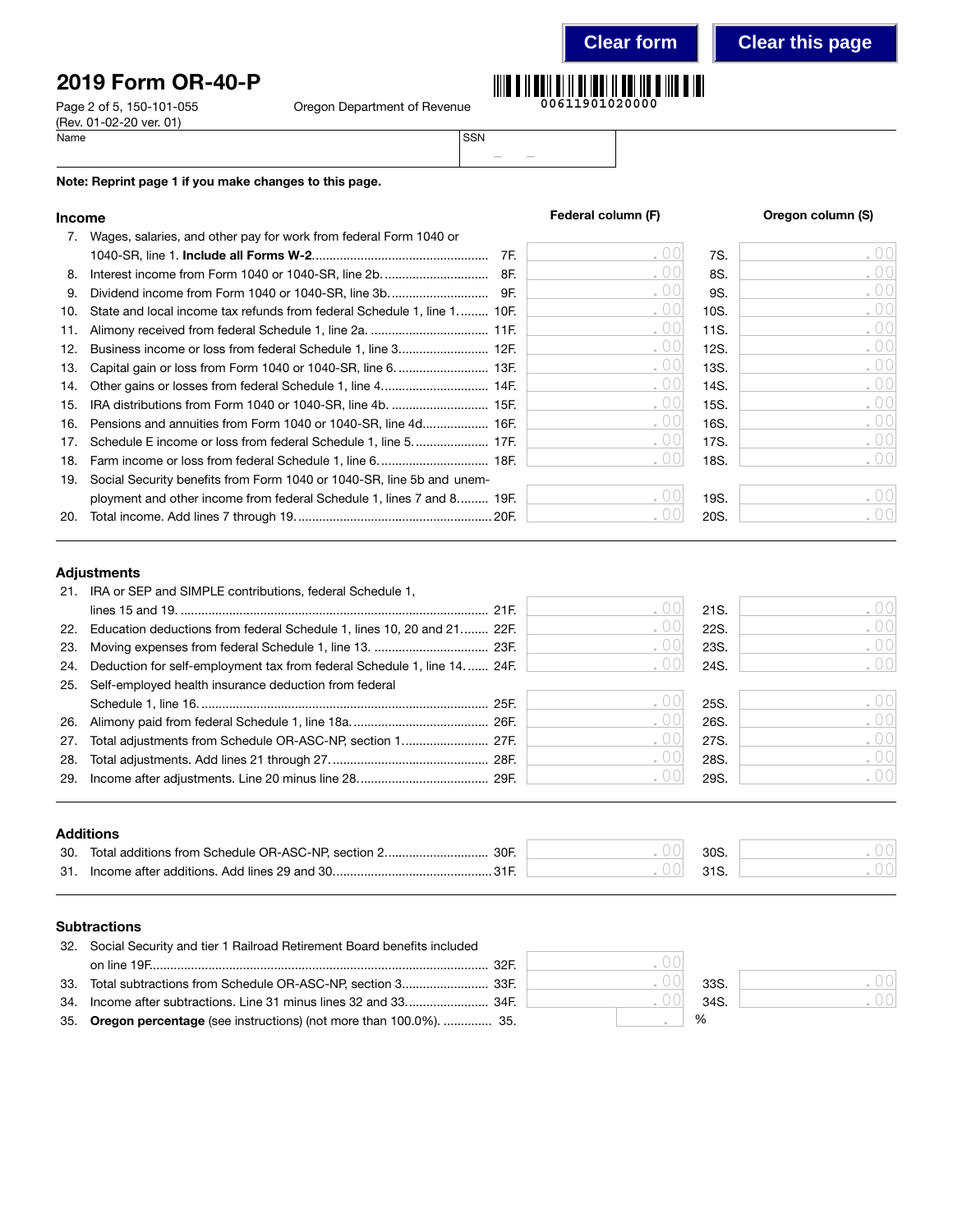# 2019 Form OR-40-P

Page 2 of 5, 150-101-055
(Rev. 01-02-20 ver. 01)

Oregon Department of Revenue

00611901020000

Name

SSN

**Note: Reprint page 1 if you make changes to this page.**

## Income

| Line | Description | | Federal column (F) | | Oregon column (S) |
|---|---|---|---|---|---|
| 7. | Wages, salaries, and other pay for work from federal Form 1040 or 1040-SR, line 1. **Include all Forms W-2** | 7F. | .00 | 7S. | .00 |
| 8. | Interest income from Form 1040 or 1040-SR, line 2b. | 8F. | .00 | 8S. | .00 |
| 9. | Dividend income from Form 1040 or 1040-SR, line 3b. | 9F. | .00 | 9S. | .00 |
| 10. | State and local income tax refunds from federal Schedule 1, line 1 | 10F. | .00 | 10S. | .00 |
| 11. | Alimony received from federal Schedule 1, line 2a. | 11F. | .00 | 11S. | .00 |
| 12. | Business income or loss from federal Schedule 1, line 3 | 12F. | .00 | 12S. | .00 |
| 13. | Capital gain or loss from Form 1040 or 1040-SR, line 6. | 13F. | .00 | 13S. | .00 |
| 14. | Other gains or losses from federal Schedule 1, line 4. | 14F. | .00 | 14S. | .00 |
| 15. | IRA distributions from Form 1040 or 1040-SR, line 4b. | 15F. | .00 | 15S. | .00 |
| 16. | Pensions and annuities from Form 1040 or 1040-SR, line 4d | 16F. | .00 | 16S. | .00 |
| 17. | Schedule E income or loss from federal Schedule 1, line 5. | 17F. | .00 | 17S. | .00 |
| 18. | Farm income or loss from federal Schedule 1, line 6. | 18F. | .00 | 18S. | .00 |
| 19. | Social Security benefits from Form 1040 or 1040-SR, line 5b and unemployment and other income from federal Schedule 1, lines 7 and 8 | 19F. | .00 | 19S. | .00 |
| 20. | Total income. Add lines 7 through 19. | 20F. | .00 | 20S. | .00 |

## Adjustments

| Line | Description | | Federal column (F) | | Oregon column (S) |
|---|---|---|---|---|---|
| 21. | IRA or SEP and SIMPLE contributions, federal Schedule 1, lines 15 and 19. | 21F. | .00 | 21S. | .00 |
| 22. | Education deductions from federal Schedule 1, lines 10, 20 and 21 | 22F. | .00 | 22S. | .00 |
| 23. | Moving expenses from federal Schedule 1, line 13. | 23F. | .00 | 23S. | .00 |
| 24. | Deduction for self-employment tax from federal Schedule 1, line 14. | 24F. | .00 | 24S. | .00 |
| 25. | Self-employed health insurance deduction from federal Schedule 1, line 16. | 25F. | .00 | 25S. | .00 |
| 26. | Alimony paid from federal Schedule 1, line 18a. | 26F. | .00 | 26S. | .00 |
| 27. | Total adjustments from Schedule OR-ASC-NP, section 1 | 27F. | .00 | 27S. | .00 |
| 28. | Total adjustments. Add lines 21 through 27. | 28F. | .00 | 28S. | .00 |
| 29. | Income after adjustments. Line 20 minus line 28. | 29F. | .00 | 29S. | .00 |

## Additions

| Line | Description | | Federal column (F) | | Oregon column (S) |
|---|---|---|---|---|---|
| 30. | Total additions from Schedule OR-ASC-NP, section 2. | 30F. | .00 | 30S. | .00 |
| 31. | Income after additions. Add lines 29 and 30. | 31F. | .00 | 31S. | .00 |

## Subtractions

| Line | Description | | Federal column (F) | | Oregon column (S) |
|---|---|---|---|---|---|
| 32. | Social Security and tier 1 Railroad Retirement Board benefits included on line 19F. | 32F. | .00 | | |
| 33. | Total subtractions from Schedule OR-ASC-NP, section 3 | 33F. | .00 | 33S. | .00 |
| 34. | Income after subtractions. Line 31 minus lines 32 and 33. | 34F. | .00 | 34S. | .00 |
| 35. | **Oregon percentage** (see instructions) (not more than 100.0%). | 35. | . % | | |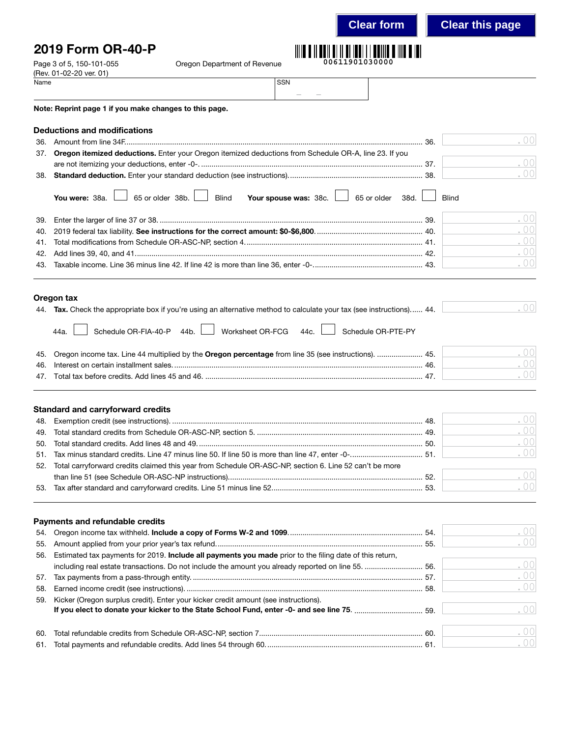Clear form | Clear this page

# 2019 Form OR-40-P

Page 3 of 5, 150-101-055
(Rev. 01-02-20 ver. 01)

Oregon Department of Revenue

00611901030000

Name | SSN

**Note: Reprint page 1 if you make changes to this page.**

## Deductions and modifications

36. Amount from line 34F. .......... 36. .00
37. **Oregon itemized deductions.** Enter your Oregon itemized deductions from Schedule OR-A, line 23. If you are not itemizing your deductions, enter -0-. .......... 37. .00
38. **Standard deduction.** Enter your standard deduction (see instructions). .......... 38. .00

**You were:** 38a. ☐ 65 or older 38b. ☐ Blind **Your spouse was:** 38c. ☐ 65 or older 38d. ☐ Blind

39. Enter the larger of line 37 or 38. .......... 39. .00
40. 2019 federal tax liability. **See instructions for the correct amount: $0-$6,800.** .......... 40. .00
41. Total modifications from Schedule OR-ASC-NP, section 4. .......... 41. .00
42. Add lines 39, 40, and 41. .......... 42. .00
43. Taxable income. Line 36 minus line 42. If line 42 is more than line 36, enter -0-. .......... 43. .00

## Oregon tax

44. **Tax.** Check the appropriate box if you're using an alternative method to calculate your tax (see instructions). .......... 44. .00

44a. ☐ Schedule OR-FIA-40-P 44b. ☐ Worksheet OR-FCG 44c. ☐ Schedule OR-PTE-PY

45. Oregon income tax. Line 44 multiplied by the **Oregon percentage** from line 35 (see instructions). .......... 45. .00
46. Interest on certain installment sales. .......... 46. .00
47. Total tax before credits. Add lines 45 and 46. .......... 47. .00

## Standard and carryforward credits

48. Exemption credit (see instructions). .......... 48. .00
49. Total standard credits from Schedule OR-ASC-NP, section 5. .......... 49. .00
50. Total standard credits. Add lines 48 and 49. .......... 50. .00
51. Tax minus standard credits. Line 47 minus line 50. If line 50 is more than line 47, enter -0-. .......... 51. .00
52. Total carryforward credits claimed this year from Schedule OR-ASC-NP, section 6. Line 52 can't be more than line 51 (see Schedule OR-ASC-NP instructions). .......... 52. .00
53. Tax after standard and carryforward credits. Line 51 minus line 52. .......... 53. .00

## Payments and refundable credits

54. Oregon income tax withheld. **Include a copy of Forms W-2 and 1099.** .......... 54. .00
55. Amount applied from your prior year's tax refund. .......... 55. .00
56. Estimated tax payments for 2019. **Include all payments you made** prior to the filing date of this return, including real estate transactions. Do not include the amount you already reported on line 55. .......... 56. .00
57. Tax payments from a pass-through entity. .......... 57. .00
58. Earned income credit (see instructions). .......... 58. .00
59. Kicker (Oregon surplus credit). Enter your kicker credit amount (see instructions). **If you elect to donate your kicker to the State School Fund, enter -0- and see line 75.** .......... 59. .00
60. Total refundable credits from Schedule OR-ASC-NP, section 7. .......... 60. .00
61. Total payments and refundable credits. Add lines 54 through 60. .......... 61. .00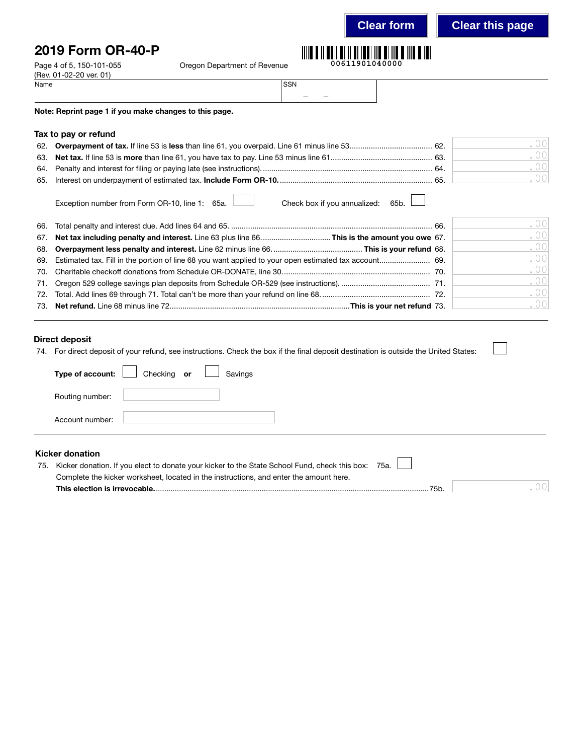Clear form | Clear this page

# 2019 Form OR-40-P

Page 4 of 5, 150-101-055
(Rev. 01-02-20 ver. 01)

Oregon Department of Revenue

00611901040000

Name | SSN

**Note: Reprint page 1 if you make changes to this page.**

## Tax to pay or refund

62. **Overpayment of tax.** If line 53 is **less** than line 61, you overpaid. Line 61 minus line 53 ........ 62. .00
63. **Net tax.** If line 53 is **more** than line 61, you have tax to pay. Line 53 minus line 61 ........ 63. .00
64. Penalty and interest for filing or paying late (see instructions) ........ 64. .00
65. Interest on underpayment of estimated tax. **Include Form OR-10.** ........ 65. .00

    Exception number from Form OR-10, line 1: 65a. ☐ Check box if you annualized: 65b. ☐

66. Total penalty and interest due. Add lines 64 and 65 ........ 66. .00
67. **Net tax including penalty and interest.** Line 63 plus line 66 ........ **This is the amount you owe** 67. .00
68. **Overpayment less penalty and interest.** Line 62 minus line 66 ........ **This is your refund** 68. .00
69. Estimated tax. Fill in the portion of line 68 you want applied to your open estimated tax account ........ 69. .00
70. Charitable checkoff donations from Schedule OR-DONATE, line 30 ........ 70. .00
71. Oregon 529 college savings plan deposits from Schedule OR-529 (see instructions) ........ 71. .00
72. Total. Add lines 69 through 71. Total can't be more than your refund on line 68 ........ 72. .00
73. **Net refund.** Line 68 minus line 72 ........ **This is your net refund** 73. .00

## Direct deposit

74. For direct deposit of your refund, see instructions. Check the box if the final deposit destination is outside the United States: ☐

    **Type of account:** ☐ Checking **or** ☐ Savings

    Routing number:

    Account number:

## Kicker donation

75. Kicker donation. If you elect to donate your kicker to the State School Fund, check this box: 75a. ☐
    Complete the kicker worksheet, located in the instructions, and enter the amount here.
    **This election is irrevocable.** ........ 75b. .00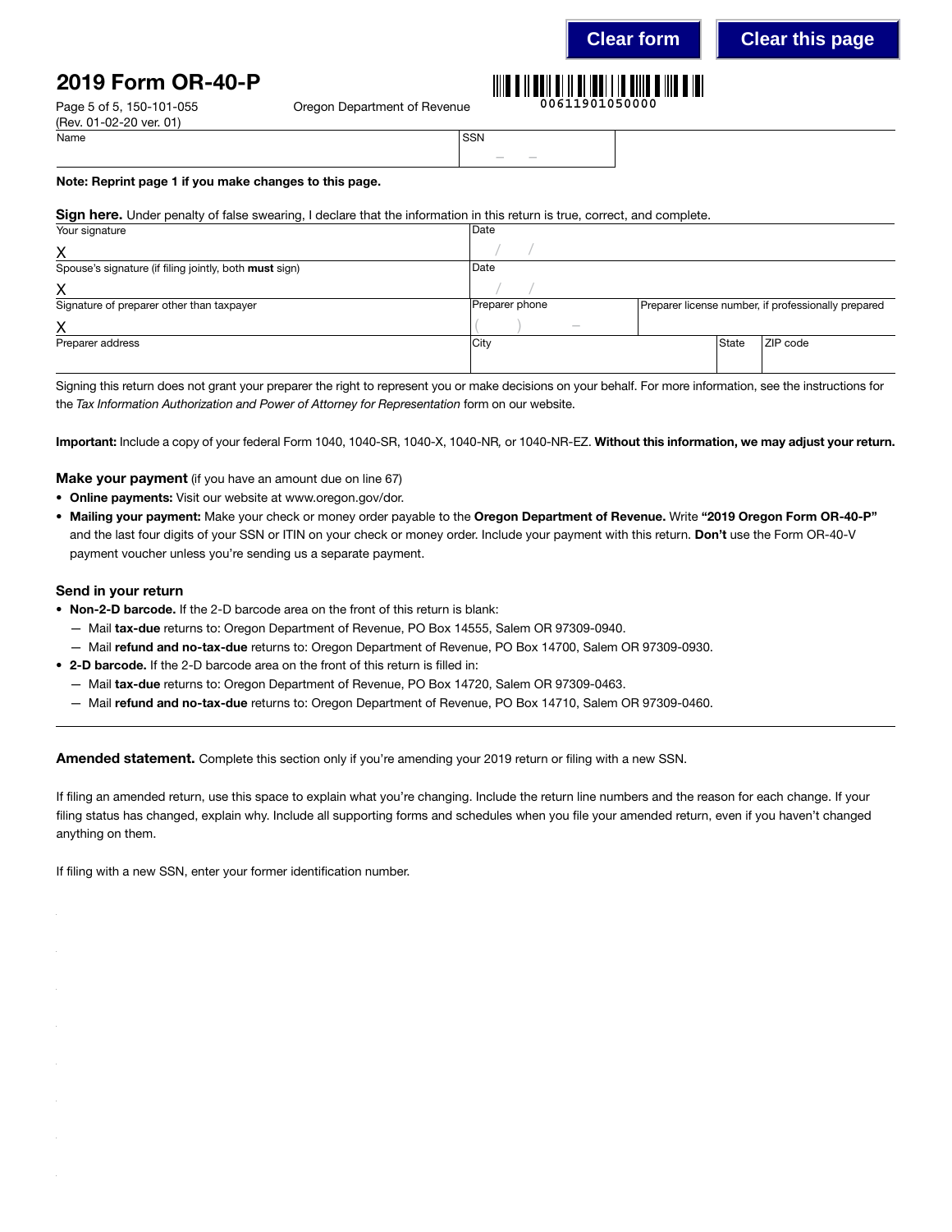# 2019 Form OR-40-P

Page 5 of 5, 150-101-055 (Rev. 01-02-20 ver. 01)

Oregon Department of Revenue

00611901050000

| Name | SSN |
|---|---|
| | – – |

**Note: Reprint page 1 if you make changes to this page.**

**Sign here.** Under penalty of false swearing, I declare that the information in this return is true, correct, and complete.

| | | | | |
|---|---|---|---|---|
| Your signature<br>X | Date<br>/ / | | | |
| Spouse's signature (if filing jointly, both **must** sign)<br>X | Date<br>/ / | | | |
| Signature of preparer other than taxpayer<br>X | Preparer phone<br>( ) – | Preparer license number, if professionally prepared | | |
| Preparer address | City | | State | ZIP code |

Signing this return does not grant your preparer the right to represent you or make decisions on your behalf. For more information, see the instructions for the *Tax Information Authorization and Power of Attorney for Representation* form on our website.

**Important:** Include a copy of your federal Form 1040, 1040-SR, 1040-X, 1040-NR, or 1040-NR-EZ. **Without this information, we may adjust your return.**

**Make your payment** (if you have an amount due on line 67)

- **Online payments:** Visit our website at www.oregon.gov/dor.
- **Mailing your payment:** Make your check or money order payable to the **Oregon Department of Revenue.** Write **"2019 Oregon Form OR-40-P"** and the last four digits of your SSN or ITIN on your check or money order. Include your payment with this return. **Don't** use the Form OR-40-V payment voucher unless you're sending us a separate payment.

**Send in your return**

- **Non-2-D barcode.** If the 2-D barcode area on the front of this return is blank:
  - Mail **tax-due** returns to: Oregon Department of Revenue, PO Box 14555, Salem OR 97309-0940.
  - Mail **refund and no-tax-due** returns to: Oregon Department of Revenue, PO Box 14700, Salem OR 97309-0930.
- **2-D barcode.** If the 2-D barcode area on the front of this return is filled in:
  - Mail **tax-due** returns to: Oregon Department of Revenue, PO Box 14720, Salem OR 97309-0463.
  - Mail **refund and no-tax-due** returns to: Oregon Department of Revenue, PO Box 14710, Salem OR 97309-0460.

---

**Amended statement.** Complete this section only if you're amending your 2019 return or filing with a new SSN.

If filing an amended return, use this space to explain what you're changing. Include the return line numbers and the reason for each change. If your filing status has changed, explain why. Include all supporting forms and schedules when you file your amended return, even if you haven't changed anything on them.

If filing with a new SSN, enter your former identification number.